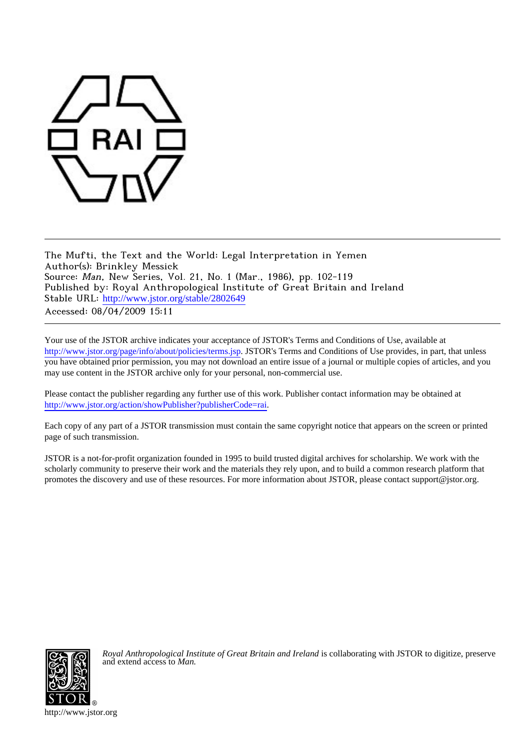RAI

The Mufti, the Text and the World: Legal Interpretation in Yemen
Author(s): Brinkley Messick
Source: *Man*, New Series, Vol. 21, No. 1 (Mar., 1986), pp. 102-119
Published by: Royal Anthropological Institute of Great Britain and Ireland
Stable URL: http://www.jstor.org/stable/2802649
Accessed: 08/04/2009 15:11

Your use of the JSTOR archive indicates your acceptance of JSTOR's Terms and Conditions of Use, available at http://www.jstor.org/page/info/about/policies/terms.jsp. JSTOR's Terms and Conditions of Use provides, in part, that unless you have obtained prior permission, you may not download an entire issue of a journal or multiple copies of articles, and you may use content in the JSTOR archive only for your personal, non-commercial use.

Please contact the publisher regarding any further use of this work. Publisher contact information may be obtained at http://www.jstor.org/action/showPublisher?publisherCode=rai.

Each copy of any part of a JSTOR transmission must contain the same copyright notice that appears on the screen or printed page of such transmission.

JSTOR is a not-for-profit organization founded in 1995 to build trusted digital archives for scholarship. We work with the scholarly community to preserve their work and the materials they rely upon, and to build a common research platform that promotes the discovery and use of these resources. For more information about JSTOR, please contact support@jstor.org.

*Royal Anthropological Institute of Great Britain and Ireland* is collaborating with JSTOR to digitize, preserve and extend access to *Man.*

http://www.jstor.org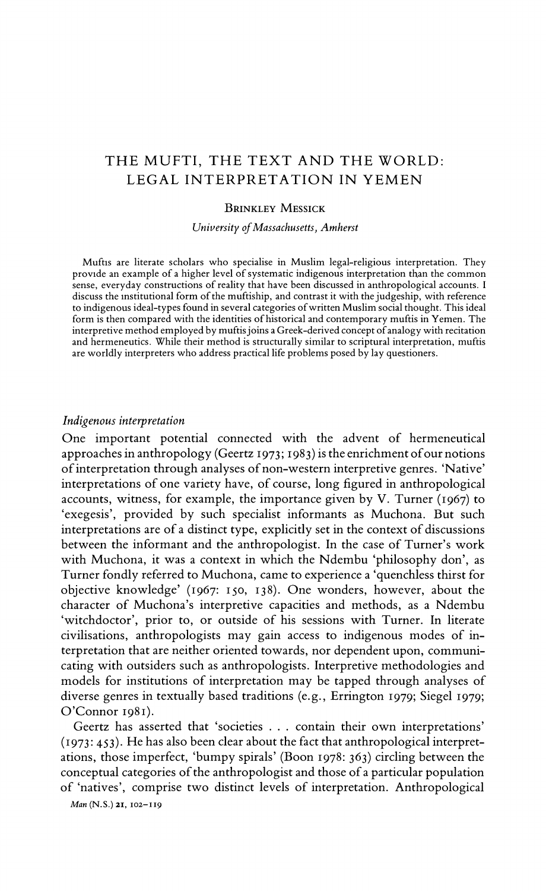# THE MUFTI, THE TEXT AND THE WORLD: LEGAL INTERPRETATION IN YEMEN

BRINKLEY MESSICK

*University of Massachusetts, Amherst*

Muftis are literate scholars who specialise in Muslim legal-religious interpretation. They provide an example of a higher level of systematic indigenous interpretation than the common sense, everyday constructions of reality that have been discussed in anthropological accounts. I discuss the institutional form of the muftiship, and contrast it with the judgeship, with reference to indigenous ideal-types found in several categories of written Muslim social thought. This ideal form is then compared with the identities of historical and contemporary muftis in Yemen. The interpretive method employed by muftis joins a Greek-derived concept of analogy with recitation and hermeneutics. While their method is structurally similar to scriptural interpretation, muftis are worldly interpreters who address practical life problems posed by lay questioners.

## *Indigenous interpretation*

One important potential connected with the advent of hermeneutical approaches in anthropology (Geertz 1973; 1983) is the enrichment of our notions of interpretation through analyses of non-western interpretive genres. 'Native' interpretations of one variety have, of course, long figured in anthropological accounts, witness, for example, the importance given by V. Turner (1967) to 'exegesis', provided by such specialist informants as Muchona. But such interpretations are of a distinct type, explicitly set in the context of discussions between the informant and the anthropologist. In the case of Turner's work with Muchona, it was a context in which the Ndembu 'philosophy don', as Turner fondly referred to Muchona, came to experience a 'quenchless thirst for objective knowledge' (1967: 150, 138). One wonders, however, about the character of Muchona's interpretive capacities and methods, as a Ndembu 'witchdoctor', prior to, or outside of his sessions with Turner. In literate civilisations, anthropologists may gain access to indigenous modes of interpretation that are neither oriented towards, nor dependent upon, communicating with outsiders such as anthropologists. Interpretive methodologies and models for institutions of interpretation may be tapped through analyses of diverse genres in textually based traditions (e.g., Errington 1979; Siegel 1979; O'Connor 1981).

Geertz has asserted that 'societies . . . contain their own interpretations' (1973: 453). He has also been clear about the fact that anthropological interpretations, those imperfect, 'bumpy spirals' (Boon 1978: 363) circling between the conceptual categories of the anthropologist and those of a particular population of 'natives', comprise two distinct levels of interpretation. Anthropological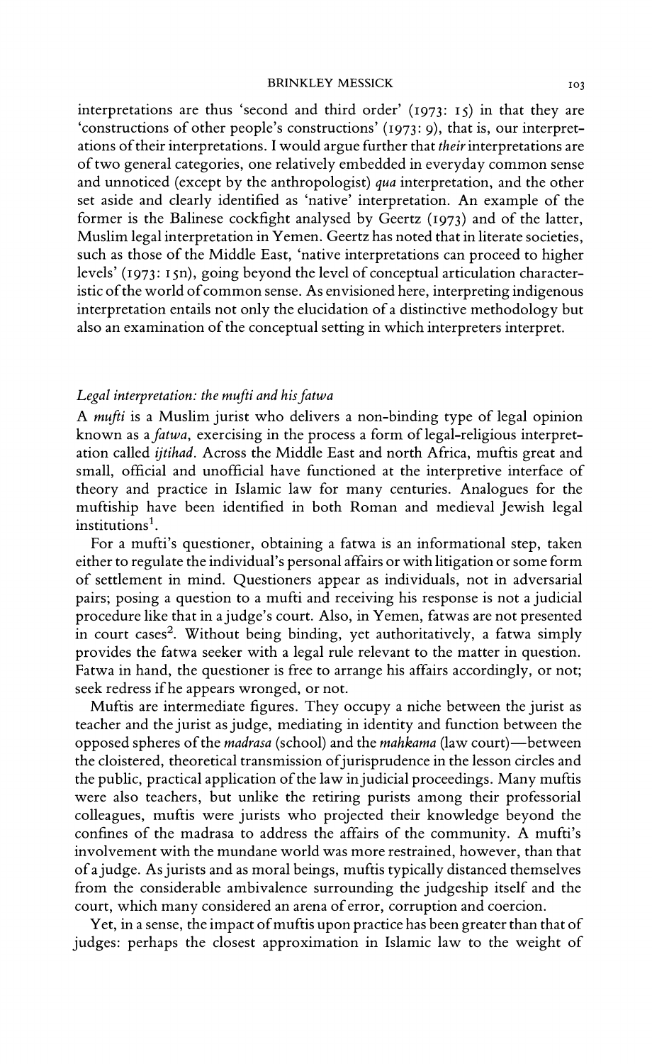interpretations are thus 'second and third order' (1973: 15) in that they are 'constructions of other people's constructions' (1973: 9), that is, our interpretations of their interpretations. I would argue further that *their* interpretations are of two general categories, one relatively embedded in everyday common sense and unnoticed (except by the anthropologist) *qua* interpretation, and the other set aside and clearly identified as 'native' interpretation. An example of the former is the Balinese cockfight analysed by Geertz (1973) and of the latter, Muslim legal interpretation in Yemen. Geertz has noted that in literate societies, such as those of the Middle East, 'native interpretations can proceed to higher levels' (1973: 15n), going beyond the level of conceptual articulation characteristic of the world of common sense. As envisioned here, interpreting indigenous interpretation entails not only the elucidation of a distinctive methodology but also an examination of the conceptual setting in which interpreters interpret.

### *Legal interpretation: the mufti and his fatwa*

A *mufti* is a Muslim jurist who delivers a non-binding type of legal opinion known as a *fatwa*, exercising in the process a form of legal-religious interpretation called *ijtihad*. Across the Middle East and north Africa, muftis great and small, official and unofficial have functioned at the interpretive interface of theory and practice in Islamic law for many centuries. Analogues for the muftiship have been identified in both Roman and medieval Jewish legal institutions[1].

For a mufti's questioner, obtaining a fatwa is an informational step, taken either to regulate the individual's personal affairs or with litigation or some form of settlement in mind. Questioners appear as individuals, not in adversarial pairs; posing a question to a mufti and receiving his response is not a judicial procedure like that in a judge's court. Also, in Yemen, fatwas are not presented in court cases[2]. Without being binding, yet authoritatively, a fatwa simply provides the fatwa seeker with a legal rule relevant to the matter in question. Fatwa in hand, the questioner is free to arrange his affairs accordingly, or not; seek redress if he appears wronged, or not.

Muftis are intermediate figures. They occupy a niche between the jurist as teacher and the jurist as judge, mediating in identity and function between the opposed spheres of the *madrasa* (school) and the *mahkama* (law court)—between the cloistered, theoretical transmission of jurisprudence in the lesson circles and the public, practical application of the law in judicial proceedings. Many muftis were also teachers, but unlike the retiring purists among their professorial colleagues, muftis were jurists who projected their knowledge beyond the confines of the madrasa to address the affairs of the community. A mufti's involvement with the mundane world was more restrained, however, than that of a judge. As jurists and as moral beings, muftis typically distanced themselves from the considerable ambivalence surrounding the judgeship itself and the court, which many considered an arena of error, corruption and coercion.

Yet, in a sense, the impact of muftis upon practice has been greater than that of judges: perhaps the closest approximation in Islamic law to the weight of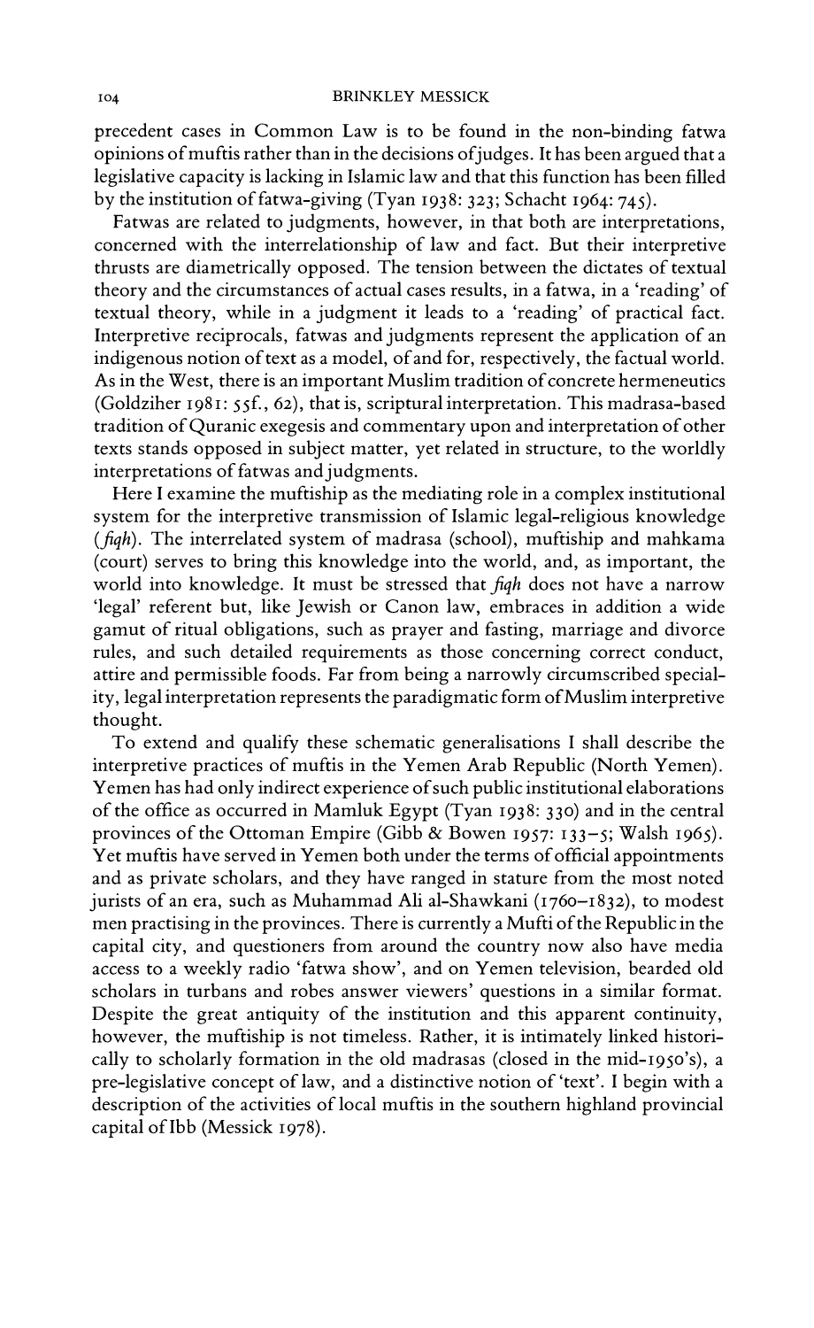precedent cases in Common Law is to be found in the non-binding fatwa opinions of muftis rather than in the decisions of judges. It has been argued that a legislative capacity is lacking in Islamic law and that this function has been filled by the institution of fatwa-giving (Tyan 1938: 323; Schacht 1964: 745).

Fatwas are related to judgments, however, in that both are interpretations, concerned with the interrelationship of law and fact. But their interpretive thrusts are diametrically opposed. The tension between the dictates of textual theory and the circumstances of actual cases results, in a fatwa, in a 'reading' of textual theory, while in a judgment it leads to a 'reading' of practical fact. Interpretive reciprocals, fatwas and judgments represent the application of an indigenous notion of text as a model, of and for, respectively, the factual world. As in the West, there is an important Muslim tradition of concrete hermeneutics (Goldziher 1981: 55f., 62), that is, scriptural interpretation. This madrasa-based tradition of Quranic exegesis and commentary upon and interpretation of other texts stands opposed in subject matter, yet related in structure, to the worldly interpretations of fatwas and judgments.

Here I examine the muftiship as the mediating role in a complex institutional system for the interpretive transmission of Islamic legal-religious knowledge (*fiqh*). The interrelated system of madrasa (school), muftiship and mahkama (court) serves to bring this knowledge into the world, and, as important, the world into knowledge. It must be stressed that *fiqh* does not have a narrow 'legal' referent but, like Jewish or Canon law, embraces in addition a wide gamut of ritual obligations, such as prayer and fasting, marriage and divorce rules, and such detailed requirements as those concerning correct conduct, attire and permissible foods. Far from being a narrowly circumscribed speciality, legal interpretation represents the paradigmatic form of Muslim interpretive thought.

To extend and qualify these schematic generalisations I shall describe the interpretive practices of muftis in the Yemen Arab Republic (North Yemen). Yemen has had only indirect experience of such public institutional elaborations of the office as occurred in Mamluk Egypt (Tyan 1938: 330) and in the central provinces of the Ottoman Empire (Gibb & Bowen 1957: 133–5; Walsh 1965). Yet muftis have served in Yemen both under the terms of official appointments and as private scholars, and they have ranged in stature from the most noted jurists of an era, such as Muhammad Ali al-Shawkani (1760–1832), to modest men practising in the provinces. There is currently a Mufti of the Republic in the capital city, and questioners from around the country now also have media access to a weekly radio 'fatwa show', and on Yemen television, bearded old scholars in turbans and robes answer viewers' questions in a similar format. Despite the great antiquity of the institution and this apparent continuity, however, the muftiship is not timeless. Rather, it is intimately linked historically to scholarly formation in the old madrasas (closed in the mid-1950's), a pre-legislative concept of law, and a distinctive notion of 'text'. I begin with a description of the activities of local muftis in the southern highland provincial capital of Ibb (Messick 1978).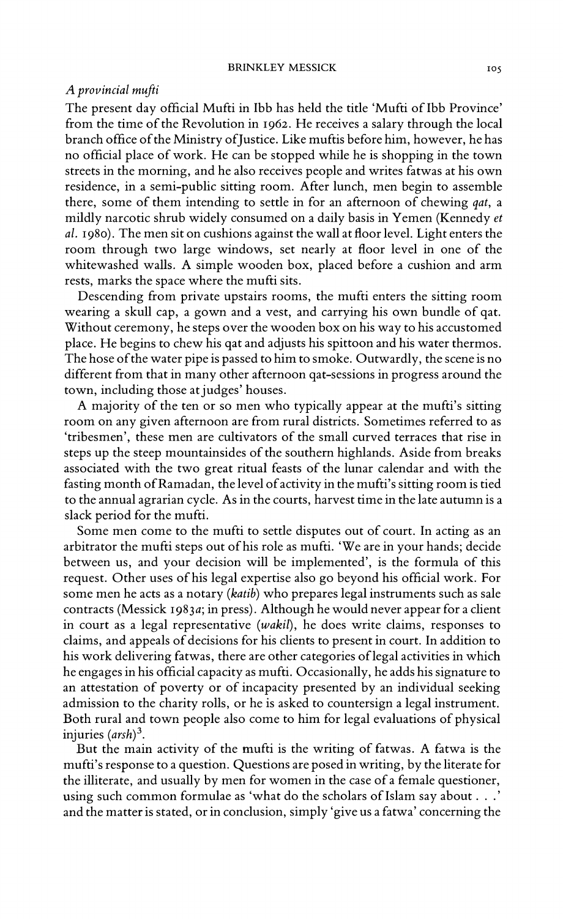### *A provincial mufti*

The present day official Mufti in Ibb has held the title 'Mufti of Ibb Province' from the time of the Revolution in 1962. He receives a salary through the local branch office of the Ministry of Justice. Like muftis before him, however, he has no official place of work. He can be stopped while he is shopping in the town streets in the morning, and he also receives people and writes fatwas at his own residence, in a semi-public sitting room. After lunch, men begin to assemble there, some of them intending to settle in for an afternoon of chewing *qat*, a mildly narcotic shrub widely consumed on a daily basis in Yemen (Kennedy *et al.* 1980). The men sit on cushions against the wall at floor level. Light enters the room through two large windows, set nearly at floor level in one of the whitewashed walls. A simple wooden box, placed before a cushion and arm rests, marks the space where the mufti sits.

Descending from private upstairs rooms, the mufti enters the sitting room wearing a skull cap, a gown and a vest, and carrying his own bundle of qat. Without ceremony, he steps over the wooden box on his way to his accustomed place. He begins to chew his qat and adjusts his spittoon and his water thermos. The hose of the water pipe is passed to him to smoke. Outwardly, the scene is no different from that in many other afternoon qat-sessions in progress around the town, including those at judges' houses.

A majority of the ten or so men who typically appear at the mufti's sitting room on any given afternoon are from rural districts. Sometimes referred to as 'tribesmen', these men are cultivators of the small curved terraces that rise in steps up the steep mountainsides of the southern highlands. Aside from breaks associated with the two great ritual feasts of the lunar calendar and with the fasting month of Ramadan, the level of activity in the mufti's sitting room is tied to the annual agrarian cycle. As in the courts, harvest time in the late autumn is a slack period for the mufti.

Some men come to the mufti to settle disputes out of court. In acting as an arbitrator the mufti steps out of his role as mufti. 'We are in your hands; decide between us, and your decision will be implemented', is the formula of this request. Other uses of his legal expertise also go beyond his official work. For some men he acts as a notary (*katib*) who prepares legal instruments such as sale contracts (Messick 1983*a*; in press). Although he would never appear for a client in court as a legal representative (*wakil*), he does write claims, responses to claims, and appeals of decisions for his clients to present in court. In addition to his work delivering fatwas, there are other categories of legal activities in which he engages in his official capacity as mufti. Occasionally, he adds his signature to an attestation of poverty or of incapacity presented by an individual seeking admission to the charity rolls, or he is asked to countersign a legal instrument. Both rural and town people also come to him for legal evaluations of physical injuries (*arsh*)[3].

But the main activity of the mufti is the writing of fatwas. A fatwa is the mufti's response to a question. Questions are posed in writing, by the literate for the illiterate, and usually by men for women in the case of a female questioner, using such common formulae as 'what do the scholars of Islam say about . . .' and the matter is stated, or in conclusion, simply 'give us a fatwa' concerning the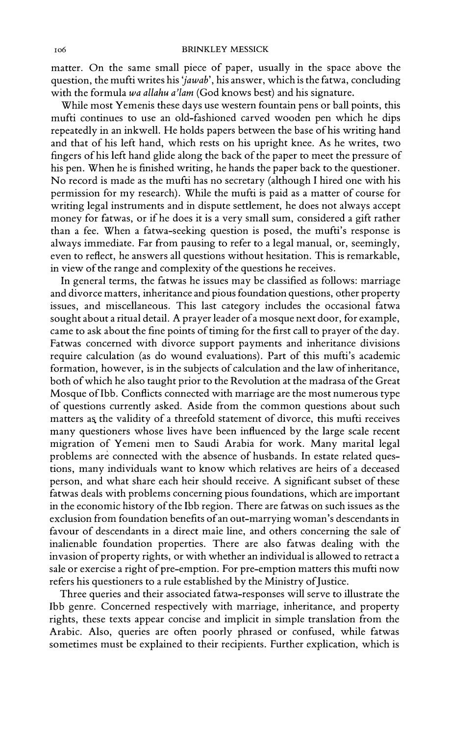matter. On the same small piece of paper, usually in the space above the question, the mufti writes his *'jawab'*, his answer, which is the fatwa, concluding with the formula *wa allahu a'lam* (God knows best) and his signature.

While most Yemenis these days use western fountain pens or ball points, this mufti continues to use an old-fashioned carved wooden pen which he dips repeatedly in an inkwell. He holds papers between the base of his writing hand and that of his left hand, which rests on his upright knee. As he writes, two fingers of his left hand glide along the back of the paper to meet the pressure of his pen. When he is finished writing, he hands the paper back to the questioner. No record is made as the mufti has no secretary (although I hired one with his permission for my research). While the mufti is paid as a matter of course for writing legal instruments and in dispute settlement, he does not always accept money for fatwas, or if he does it is a very small sum, considered a gift rather than a fee. When a fatwa-seeking question is posed, the mufti's response is always immediate. Far from pausing to refer to a legal manual, or, seemingly, even to reflect, he answers all questions without hesitation. This is remarkable, in view of the range and complexity of the questions he receives.

In general terms, the fatwas he issues may be classified as follows: marriage and divorce matters, inheritance and pious foundation questions, other property issues, and miscellaneous. This last category includes the occasional fatwa sought about a ritual detail. A prayer leader of a mosque next door, for example, came to ask about the fine points of timing for the first call to prayer of the day. Fatwas concerned with divorce support payments and inheritance divisions require calculation (as do wound evaluations). Part of this mufti's academic formation, however, is in the subjects of calculation and the law of inheritance, both of which he also taught prior to the Revolution at the madrasa of the Great Mosque of Ibb. Conflicts connected with marriage are the most numerous type of questions currently asked. Aside from the common questions about such matters as the validity of a threefold statement of divorce, this mufti receives many questioners whose lives have been influenced by the large scale recent migration of Yemeni men to Saudi Arabia for work. Many marital legal problems are connected with the absence of husbands. In estate related questions, many individuals want to know which relatives are heirs of a deceased person, and what share each heir should receive. A significant subset of these fatwas deals with problems concerning pious foundations, which are important in the economic history of the Ibb region. There are fatwas on such issues as the exclusion from foundation benefits of an out-marrying woman's descendants in favour of descendants in a direct male line, and others concerning the sale of inalienable foundation properties. There are also fatwas dealing with the invasion of property rights, or with whether an individual is allowed to retract a sale or exercise a right of pre-emption. For pre-emption matters this mufti now refers his questioners to a rule established by the Ministry of Justice.

Three queries and their associated fatwa-responses will serve to illustrate the Ibb genre. Concerned respectively with marriage, inheritance, and property rights, these texts appear concise and implicit in simple translation from the Arabic. Also, queries are often poorly phrased or confused, while fatwas sometimes must be explained to their recipients. Further explication, which is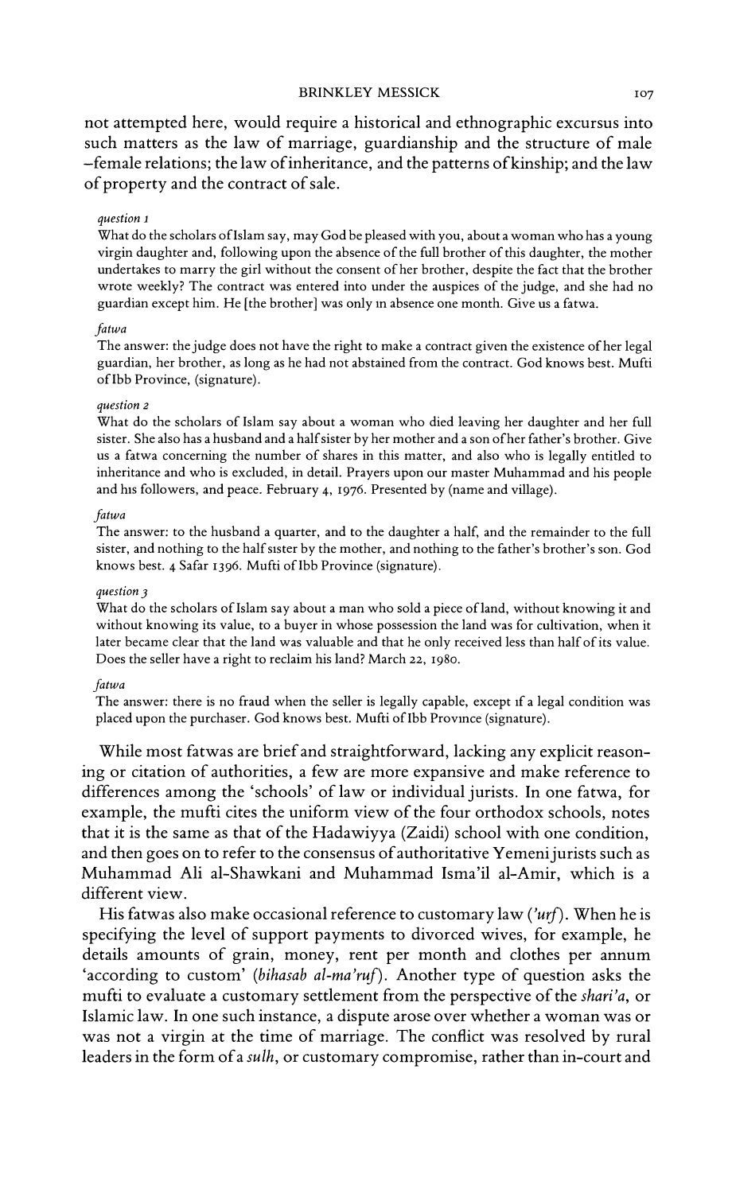not attempted here, would require a historical and ethnographic excursus into such matters as the law of marriage, guardianship and the structure of male–female relations; the law of inheritance, and the patterns of kinship; and the law of property and the contract of sale.

*question 1*

What do the scholars of Islam say, may God be pleased with you, about a woman who has a young virgin daughter and, following upon the absence of the full brother of this daughter, the mother undertakes to marry the girl without the consent of her brother, despite the fact that the brother wrote weekly? The contract was entered into under the auspices of the judge, and she had no guardian except him. He [the brother] was only in absence one month. Give us a fatwa.

*fatwa*

The answer: the judge does not have the right to make a contract given the existence of her legal guardian, her brother, as long as he had not abstained from the contract. God knows best. Mufti of Ibb Province, (signature).

*question 2*

What do the scholars of Islam say about a woman who died leaving her daughter and her full sister. She also has a husband and a half sister by her mother and a son of her father's brother. Give us a fatwa concerning the number of shares in this matter, and also who is legally entitled to inheritance and who is excluded, in detail. Prayers upon our master Muhammad and his people and his followers, and peace. February 4, 1976. Presented by (name and village).

*fatwa*

The answer: to the husband a quarter, and to the daughter a half, and the remainder to the full sister, and nothing to the half sister by the mother, and nothing to the father's brother's son. God knows best. 4 Safar 1396. Mufti of Ibb Province (signature).

*question 3*

What do the scholars of Islam say about a man who sold a piece of land, without knowing it and without knowing its value, to a buyer in whose possession the land was for cultivation, when it later became clear that the land was valuable and that he only received less than half of its value. Does the seller have a right to reclaim his land? March 22, 1980.

*fatwa*

The answer: there is no fraud when the seller is legally capable, except if a legal condition was placed upon the purchaser. God knows best. Mufti of Ibb Province (signature).

While most fatwas are brief and straightforward, lacking any explicit reasoning or citation of authorities, a few are more expansive and make reference to differences among the 'schools' of law or individual jurists. In one fatwa, for example, the mufti cites the uniform view of the four orthodox schools, notes that it is the same as that of the Hadawiyya (Zaidi) school with one condition, and then goes on to refer to the consensus of authoritative Yemeni jurists such as Muhammad Ali al-Shawkani and Muhammad Isma'il al-Amir, which is a different view.

His fatwas also make occasional reference to customary law (*'urf*). When he is specifying the level of support payments to divorced wives, for example, he details amounts of grain, money, rent per month and clothes per annum 'according to custom' (*bihasab al-ma'ruf*). Another type of question asks the mufti to evaluate a customary settlement from the perspective of the *shari'a*, or Islamic law. In one such instance, a dispute arose over whether a woman was or was not a virgin at the time of marriage. The conflict was resolved by rural leaders in the form of a *sulh*, or customary compromise, rather than in-court and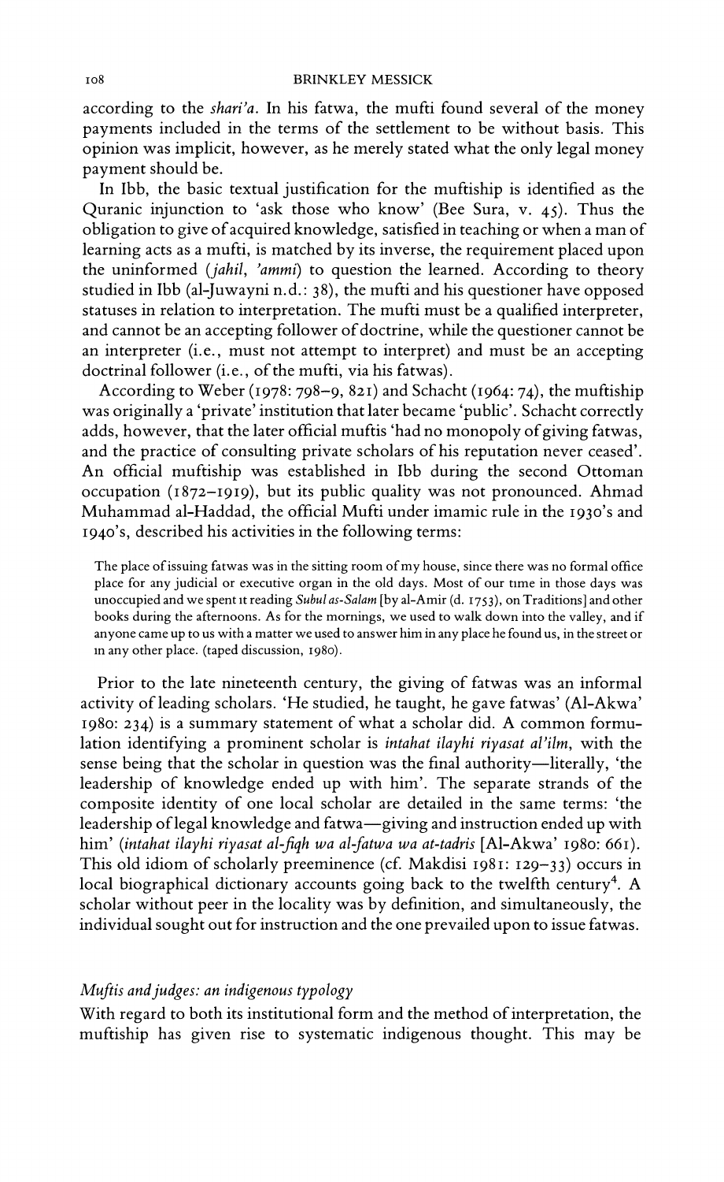according to the *shari'a*. In his fatwa, the mufti found several of the money payments included in the terms of the settlement to be without basis. This opinion was implicit, however, as he merely stated what the only legal money payment should be.

In Ibb, the basic textual justification for the muftiship is identified as the Quranic injunction to 'ask those who know' (Bee Sura, v. 45). Thus the obligation to give of acquired knowledge, satisfied in teaching or when a man of learning acts as a mufti, is matched by its inverse, the requirement placed upon the uninformed (*jahil*, *'ammi*) to question the learned. According to theory studied in Ibb (al-Juwayni n.d.: 38), the mufti and his questioner have opposed statuses in relation to interpretation. The mufti must be a qualified interpreter, and cannot be an accepting follower of doctrine, while the questioner cannot be an interpreter (i.e., must not attempt to interpret) and must be an accepting doctrinal follower (i.e., of the mufti, via his fatwas).

According to Weber (1978: 798–9, 821) and Schacht (1964: 74), the muftiship was originally a 'private' institution that later became 'public'. Schacht correctly adds, however, that the later official muftis 'had no monopoly of giving fatwas, and the practice of consulting private scholars of his reputation never ceased'. An official muftiship was established in Ibb during the second Ottoman occupation (1872–1919), but its public quality was not pronounced. Ahmad Muhammad al-Haddad, the official Mufti under imamic rule in the 1930's and 1940's, described his activities in the following terms:

> The place of issuing fatwas was in the sitting room of my house, since there was no formal office place for any judicial or executive organ in the old days. Most of our time in those days was unoccupied and we spent it reading *Subul as-Salam* [by al-Amir (d. 1753), on Traditions] and other books during the afternoons. As for the mornings, we used to walk down into the valley, and if anyone came up to us with a matter we used to answer him in any place he found us, in the street or in any other place. (taped discussion, 1980).

Prior to the late nineteenth century, the giving of fatwas was an informal activity of leading scholars. 'He studied, he taught, he gave fatwas' (Al-Akwa' 1980: 234) is a summary statement of what a scholar did. A common formulation identifying a prominent scholar is *intahat ilayhi riyasat al'ilm*, with the sense being that the scholar in question was the final authority—literally, 'the leadership of knowledge ended up with him'. The separate strands of the composite identity of one local scholar are detailed in the same terms: 'the leadership of legal knowledge and fatwa—giving and instruction ended up with him' (*intahat ilayhi riyasat al-fiqh wa al-fatwa wa at-tadris* [Al-Akwa' 1980: 661). This old idiom of scholarly preeminence (cf. Makdisi 1981: 129–33) occurs in local biographical dictionary accounts going back to the twelfth century[4]. A scholar without peer in the locality was by definition, and simultaneously, the individual sought out for instruction and the one prevailed upon to issue fatwas.

### *Muftis and judges: an indigenous typology*

With regard to both its institutional form and the method of interpretation, the muftiship has given rise to systematic indigenous thought. This may be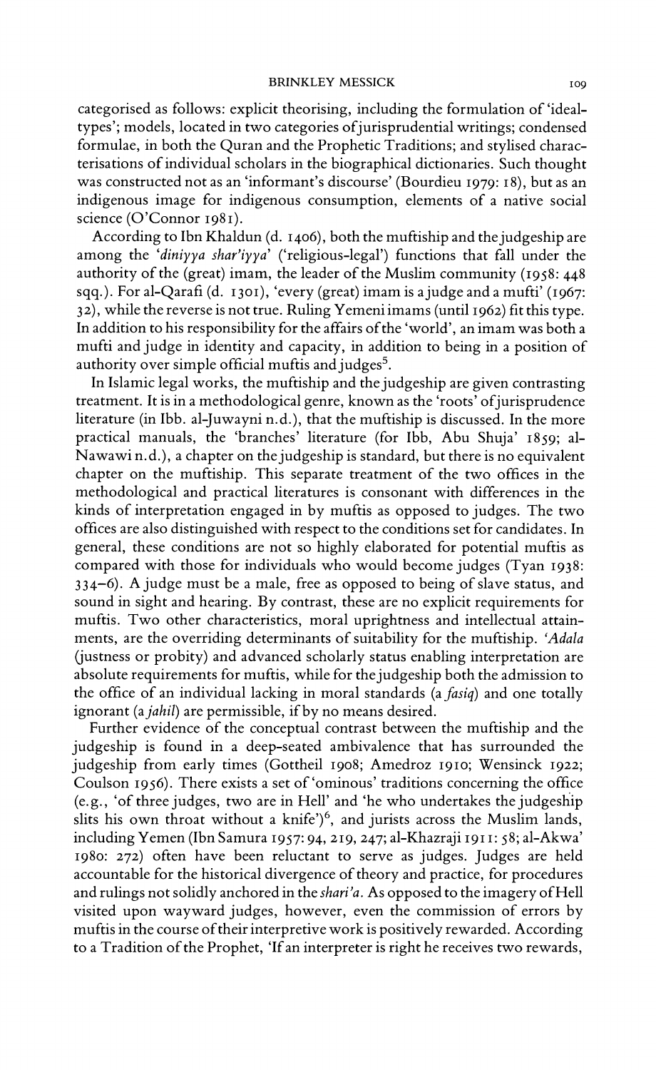categorised as follows: explicit theorising, including the formulation of 'ideal-types'; models, located in two categories of jurisprudential writings; condensed formulae, in both the Quran and the Prophetic Traditions; and stylised characterisations of individual scholars in the biographical dictionaries. Such thought was constructed not as an 'informant's discourse' (Bourdieu 1979: 18), but as an indigenous image for indigenous consumption, elements of a native social science (O'Connor 1981).

According to Ibn Khaldun (d. 1406), both the muftiship and the judgeship are among the '*diniyya shar'iyya*' ('religious-legal') functions that fall under the authority of the (great) imam, the leader of the Muslim community (1958: 448 sqq.). For al-Qarafi (d. 1301), 'every (great) imam is a judge and a mufti' (1967: 32), while the reverse is not true. Ruling Yemeni imams (until 1962) fit this type. In addition to his responsibility for the affairs of the 'world', an imam was both a mufti and judge in identity and capacity, in addition to being in a position of authority over simple official muftis and judges[5].

In Islamic legal works, the muftiship and the judgeship are given contrasting treatment. It is in a methodological genre, known as the 'roots' of jurisprudence literature (in Ibb. al-Juwayni n.d.), that the muftiship is discussed. In the more practical manuals, the 'branches' literature (for Ibb, Abu Shuja' 1859; al-Nawawi n.d.), a chapter on the judgeship is standard, but there is no equivalent chapter on the muftiship. This separate treatment of the two offices in the methodological and practical literatures is consonant with differences in the kinds of interpretation engaged in by muftis as opposed to judges. The two offices are also distinguished with respect to the conditions set for candidates. In general, these conditions are not so highly elaborated for potential muftis as compared with those for individuals who would become judges (Tyan 1938: 334–6). A judge must be a male, free as opposed to being of slave status, and sound in sight and hearing. By contrast, these are no explicit requirements for muftis. Two other characteristics, moral uprightness and intellectual attainments, are the overriding determinants of suitability for the muftiship. *'Adala* (justness or probity) and advanced scholarly status enabling interpretation are absolute requirements for muftis, while for the judgeship both the admission to the office of an individual lacking in moral standards (a *fasiq*) and one totally ignorant (a *jahil*) are permissible, if by no means desired.

Further evidence of the conceptual contrast between the muftiship and the judgeship is found in a deep-seated ambivalence that has surrounded the judgeship from early times (Gottheil 1908; Amedroz 1910; Wensinck 1922; Coulson 1956). There exists a set of 'ominous' traditions concerning the office (e.g., 'of three judges, two are in Hell' and 'he who undertakes the judgeship slits his own throat without a knife')[6], and jurists across the Muslim lands, including Yemen (Ibn Samura 1957: 94, 219, 247; al-Khazraji 1911: 58; al-Akwa' 1980: 272) often have been reluctant to serve as judges. Judges are held accountable for the historical divergence of theory and practice, for procedures and rulings not solidly anchored in the *shari'a*. As opposed to the imagery of Hell visited upon wayward judges, however, even the commission of errors by muftis in the course of their interpretive work is positively rewarded. According to a Tradition of the Prophet, 'If an interpreter is right he receives two rewards,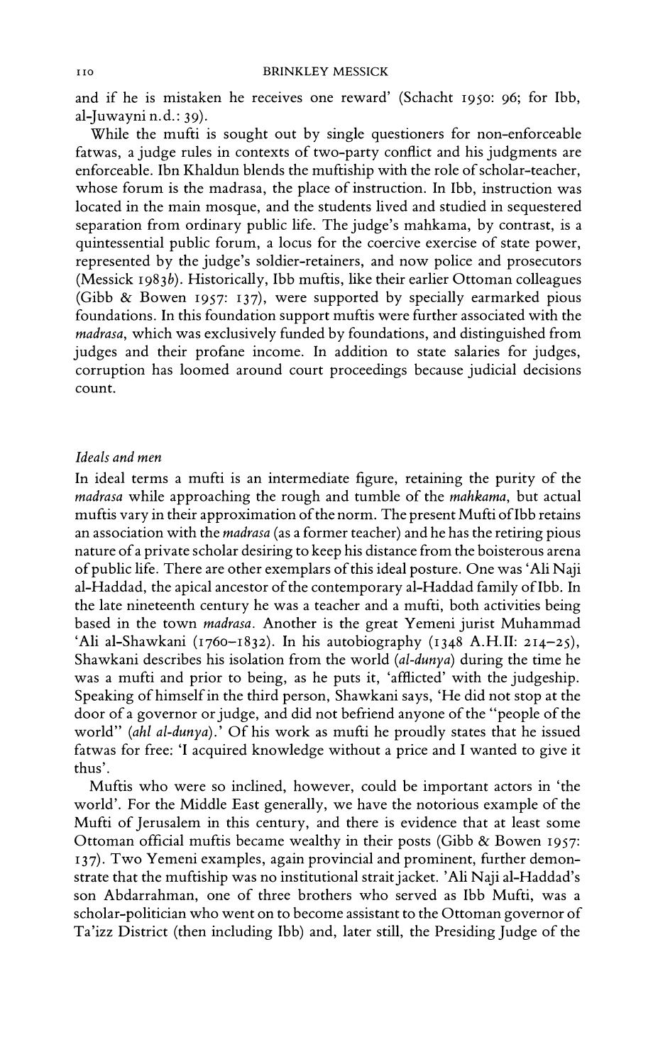and if he is mistaken he receives one reward' (Schacht 1950: 96; for Ibb, al-Juwayni n.d.: 39).

While the mufti is sought out by single questioners for non-enforceable fatwas, a judge rules in contexts of two-party conflict and his judgments are enforceable. Ibn Khaldun blends the muftiship with the role of scholar-teacher, whose forum is the madrasa, the place of instruction. In Ibb, instruction was located in the main mosque, and the students lived and studied in sequestered separation from ordinary public life. The judge's mahkama, by contrast, is a quintessential public forum, a locus for the coercive exercise of state power, represented by the judge's soldier-retainers, and now police and prosecutors (Messick 1983*b*). Historically, Ibb muftis, like their earlier Ottoman colleagues (Gibb & Bowen 1957: 137), were supported by specially earmarked pious foundations. In this foundation support muftis were further associated with the *madrasa*, which was exclusively funded by foundations, and distinguished from judges and their profane income. In addition to state salaries for judges, corruption has loomed around court proceedings because judicial decisions count.

### *Ideals and men*

In ideal terms a mufti is an intermediate figure, retaining the purity of the *madrasa* while approaching the rough and tumble of the *mahkama*, but actual muftis vary in their approximation of the norm. The present Mufti of Ibb retains an association with the *madrasa* (as a former teacher) and he has the retiring pious nature of a private scholar desiring to keep his distance from the boisterous arena of public life. There are other exemplars of this ideal posture. One was 'Ali Naji al-Haddad, the apical ancestor of the contemporary al-Haddad family of Ibb. In the late nineteenth century he was a teacher and a mufti, both activities being based in the town *madrasa*. Another is the great Yemeni jurist Muhammad 'Ali al-Shawkani (1760–1832). In his autobiography (1348 A.H.II: 214–25), Shawkani describes his isolation from the world (*al-dunya*) during the time he was a mufti and prior to being, as he puts it, 'afflicted' with the judgeship. Speaking of himself in the third person, Shawkani says, 'He did not stop at the door of a governor or judge, and did not befriend anyone of the "people of the world" (*ahl al-dunya*).' Of his work as mufti he proudly states that he issued fatwas for free: 'I acquired knowledge without a price and I wanted to give it thus'.

Muftis who were so inclined, however, could be important actors in 'the world'. For the Middle East generally, we have the notorious example of the Mufti of Jerusalem in this century, and there is evidence that at least some Ottoman official muftis became wealthy in their posts (Gibb & Bowen 1957: 137). Two Yemeni examples, again provincial and prominent, further demonstrate that the muftiship was no institutional strait jacket. 'Ali Naji al-Haddad's son Abdarrahman, one of three brothers who served as Ibb Mufti, was a scholar-politician who went on to become assistant to the Ottoman governor of Ta'izz District (then including Ibb) and, later still, the Presiding Judge of the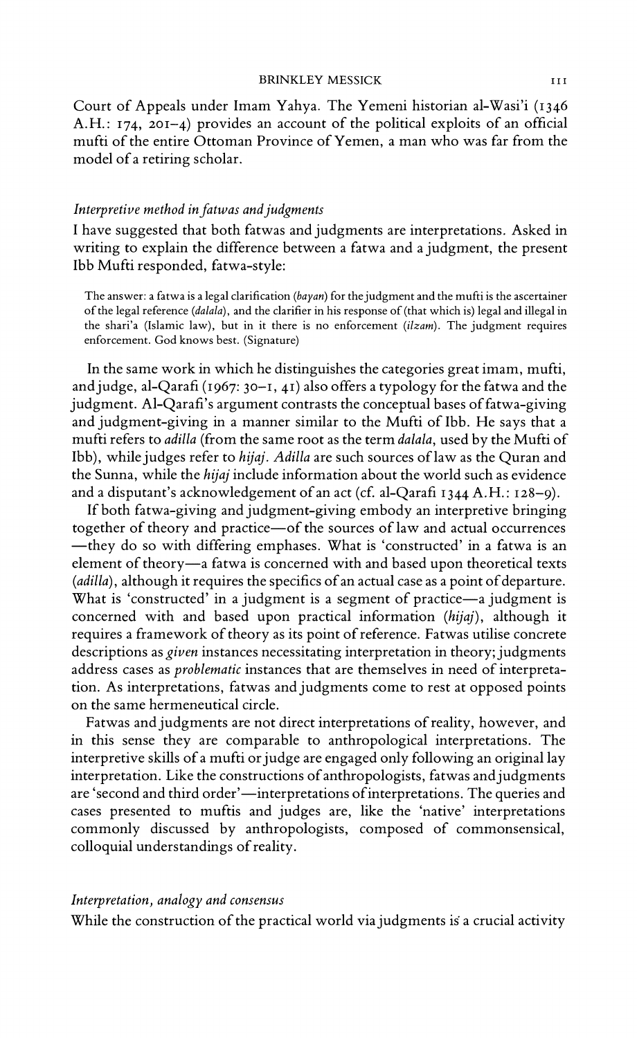Court of Appeals under Imam Yahya. The Yemeni historian al-Wasi'i (1346 A.H.: 174, 201–4) provides an account of the political exploits of an official mufti of the entire Ottoman Province of Yemen, a man who was far from the model of a retiring scholar.

### *Interpretive method in fatwas and judgments*

I have suggested that both fatwas and judgments are interpretations. Asked in writing to explain the difference between a fatwa and a judgment, the present Ibb Mufti responded, fatwa-style:

> The answer: a fatwa is a legal clarification (*bayan*) for the judgment and the mufti is the ascertainer of the legal reference (*dalala*), and the clarifier in his response of (that which is) legal and illegal in the shari'a (Islamic law), but in it there is no enforcement (*ilzam*). The judgment requires enforcement. God knows best. (Signature)

In the same work in which he distinguishes the categories great imam, mufti, and judge, al-Qarafi (1967: 30–1, 41) also offers a typology for the fatwa and the judgment. Al-Qarafi's argument contrasts the conceptual bases of fatwa-giving and judgment-giving in a manner similar to the Mufti of Ibb. He says that a mufti refers to *adilla* (from the same root as the term *dalala*, used by the Mufti of Ibb), while judges refer to *hijaj*. *Adilla* are such sources of law as the Quran and the Sunna, while the *hijaj* include information about the world such as evidence and a disputant's acknowledgement of an act (cf. al-Qarafi 1344 A.H.: 128–9).

If both fatwa-giving and judgment-giving embody an interpretive bringing together of theory and practice—of the sources of law and actual occurrences—they do so with differing emphases. What is 'constructed' in a fatwa is an element of theory—a fatwa is concerned with and based upon theoretical texts (*adilla*), although it requires the specifics of an actual case as a point of departure. What is 'constructed' in a judgment is a segment of practice—a judgment is concerned with and based upon practical information (*hijaj*), although it requires a framework of theory as its point of reference. Fatwas utilise concrete descriptions as *given* instances necessitating interpretation in theory; judgments address cases as *problematic* instances that are themselves in need of interpretation. As interpretations, fatwas and judgments come to rest at opposed points on the same hermeneutical circle.

Fatwas and judgments are not direct interpretations of reality, however, and in this sense they are comparable to anthropological interpretations. The interpretive skills of a mufti or judge are engaged only following an original lay interpretation. Like the constructions of anthropologists, fatwas and judgments are 'second and third order'—interpretations of interpretations. The queries and cases presented to muftis and judges are, like the 'native' interpretations commonly discussed by anthropologists, composed of commonsensical, colloquial understandings of reality.

### *Interpretation, analogy and consensus*

While the construction of the practical world via judgments is a crucial activity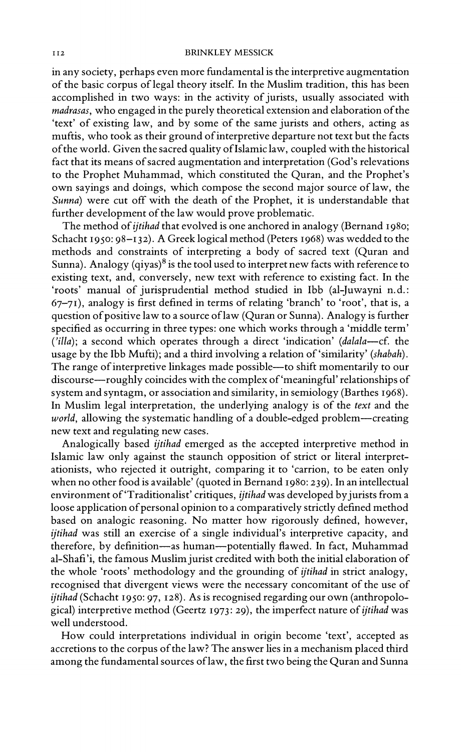in any society, perhaps even more fundamental is the interpretive augmentation of the basic corpus of legal theory itself. In the Muslim tradition, this has been accomplished in two ways: in the activity of jurists, usually associated with *madrasas*, who engaged in the purely theoretical extension and elaboration of the 'text' of existing law, and by some of the same jurists and others, acting as muftis, who took as their ground of interpretive departure not text but the facts of the world. Given the sacred quality of Islamic law, coupled with the historical fact that its means of sacred augmentation and interpretation (God's relevations to the Prophet Muhammad, which constituted the Quran, and the Prophet's own sayings and doings, which compose the second major source of law, the *Sunna*) were cut off with the death of the Prophet, it is understandable that further development of the law would prove problematic.

The method of *ijtihad* that evolved is one anchored in analogy (Bernand 1980; Schacht 1950: 98–132). A Greek logical method (Peters 1968) was wedded to the methods and constraints of interpreting a body of sacred text (Quran and Sunna). Analogy (qiyas)[8] is the tool used to interpret new facts with reference to existing text, and, conversely, new text with reference to existing fact. In the 'roots' manual of jurisprudential method studied in Ibb (al-Juwayni n.d.: 67–71), analogy is first defined in terms of relating 'branch' to 'root', that is, a question of positive law to a source of law (Quran or Sunna). Analogy is further specified as occurring in three types: one which works through a 'middle term' (*'illa*); a second which operates through a direct 'indication' (*dalala*—cf. the usage by the Ibb Mufti); and a third involving a relation of 'similarity' (*shabah*). The range of interpretive linkages made possible—to shift momentarily to our discourse—roughly coincides with the complex of 'meaningful' relationships of system and syntagm, or association and similarity, in semiology (Barthes 1968). In Muslim legal interpretation, the underlying analogy is of the *text* and the *world*, allowing the systematic handling of a double-edged problem—creating new text and regulating new cases.

Analogically based *ijtihad* emerged as the accepted interpretive method in Islamic law only against the staunch opposition of strict or literal interpretationists, who rejected it outright, comparing it to 'carrion, to be eaten only when no other food is available' (quoted in Bernand 1980: 239). In an intellectual environment of 'Traditionalist' critiques, *ijtihad* was developed by jurists from a loose application of personal opinion to a comparatively strictly defined method based on analogic reasoning. No matter how rigorously defined, however, *ijtihad* was still an exercise of a single individual's interpretive capacity, and therefore, by definition—as human—potentially flawed. In fact, Muhammad al-Shafi'i, the famous Muslim jurist credited with both the initial elaboration of the whole 'roots' methodology and the grounding of *ijtihad* in strict analogy, recognised that divergent views were the necessary concomitant of the use of *ijtihad* (Schacht 1950: 97, 128). As is recognised regarding our own (anthropological) interpretive method (Geertz 1973: 29), the imperfect nature of *ijtihad* was well understood.

How could interpretations individual in origin become 'text', accepted as accretions to the corpus of the law? The answer lies in a mechanism placed third among the fundamental sources of law, the first two being the Quran and Sunna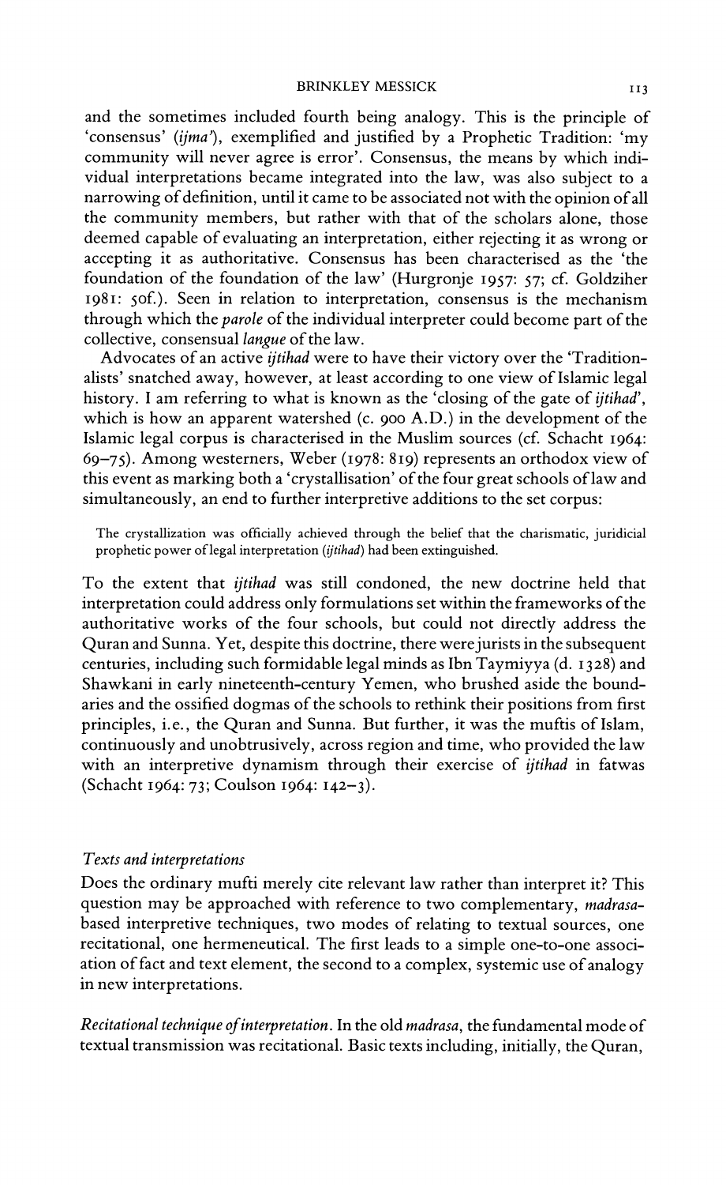and the sometimes included fourth being analogy. This is the principle of 'consensus' (*ijma'*), exemplified and justified by a Prophetic Tradition: 'my community will never agree is error'. Consensus, the means by which individual interpretations became integrated into the law, was also subject to a narrowing of definition, until it came to be associated not with the opinion of all the community members, but rather with that of the scholars alone, those deemed capable of evaluating an interpretation, either rejecting it as wrong or accepting it as authoritative. Consensus has been characterised as the 'the foundation of the foundation of the law' (Hurgronje 1957: 57; cf. Goldziher 1981: 50f.). Seen in relation to interpretation, consensus is the mechanism through which the *parole* of the individual interpreter could become part of the collective, consensual *langue* of the law.

Advocates of an active *ijtihad* were to have their victory over the 'Traditionalists' snatched away, however, at least according to one view of Islamic legal history. I am referring to what is known as the 'closing of the gate of *ijtihad*', which is how an apparent watershed (c. 900 A.D.) in the development of the Islamic legal corpus is characterised in the Muslim sources (cf. Schacht 1964: 69–75). Among westerners, Weber (1978: 819) represents an orthodox view of this event as marking both a 'crystallisation' of the four great schools of law and simultaneously, an end to further interpretive additions to the set corpus:

> The crystallization was officially achieved through the belief that the charismatic, juridicial prophetic power of legal interpretation (*ijtihad*) had been extinguished.

To the extent that *ijtihad* was still condoned, the new doctrine held that interpretation could address only formulations set within the frameworks of the authoritative works of the four schools, but could not directly address the Quran and Sunna. Yet, despite this doctrine, there were jurists in the subsequent centuries, including such formidable legal minds as Ibn Taymiyya (d. 1328) and Shawkani in early nineteenth-century Yemen, who brushed aside the boundaries and the ossified dogmas of the schools to rethink their positions from first principles, i.e., the Quran and Sunna. But further, it was the muftis of Islam, continuously and unobtrusively, across region and time, who provided the law with an interpretive dynamism through their exercise of *ijtihad* in fatwas (Schacht 1964: 73; Coulson 1964: 142–3).

### *Texts and interpretations*

Does the ordinary mufti merely cite relevant law rather than interpret it? This question may be approached with reference to two complementary, *madrasa*-based interpretive techniques, two modes of relating to textual sources, one recitational, one hermeneutical. The first leads to a simple one-to-one association of fact and text element, the second to a complex, systemic use of analogy in new interpretations.

*Recitational technique of interpretation*. In the old *madrasa*, the fundamental mode of textual transmission was recitational. Basic texts including, initially, the Quran,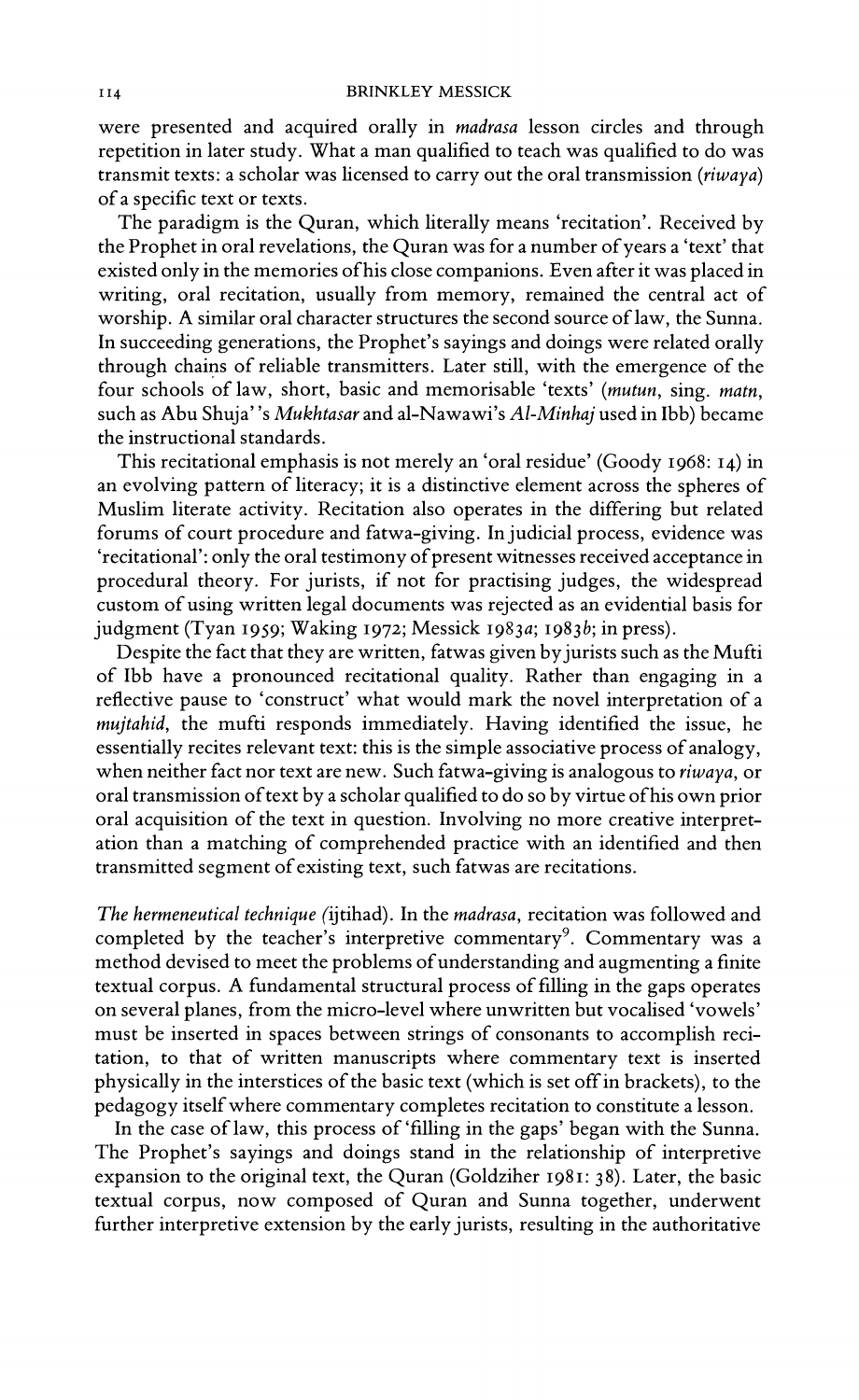were presented and acquired orally in *madrasa* lesson circles and through repetition in later study. What a man qualified to teach was qualified to do was transmit texts: a scholar was licensed to carry out the oral transmission (*riwaya*) of a specific text or texts.

The paradigm is the Quran, which literally means 'recitation'. Received by the Prophet in oral revelations, the Quran was for a number of years a 'text' that existed only in the memories of his close companions. Even after it was placed in writing, oral recitation, usually from memory, remained the central act of worship. A similar oral character structures the second source of law, the Sunna. In succeeding generations, the Prophet's sayings and doings were related orally through chains of reliable transmitters. Later still, with the emergence of the four schools of law, short, basic and memorisable 'texts' (*mutun*, sing. *matn*, such as Abu Shuja''s *Mukhtasar* and al-Nawawi's *Al-Minhaj* used in Ibb) became the instructional standards.

This recitational emphasis is not merely an 'oral residue' (Goody 1968: 14) in an evolving pattern of literacy; it is a distinctive element across the spheres of Muslim literate activity. Recitation also operates in the differing but related forums of court procedure and fatwa-giving. In judicial process, evidence was 'recitational': only the oral testimony of present witnesses received acceptance in procedural theory. For jurists, if not for practising judges, the widespread custom of using written legal documents was rejected as an evidential basis for judgment (Tyan 1959; Waking 1972; Messick 1983*a*; 1983*b*; in press).

Despite the fact that they are written, fatwas given by jurists such as the Mufti of Ibb have a pronounced recitational quality. Rather than engaging in a reflective pause to 'construct' what would mark the novel interpretation of a *mujtahid*, the mufti responds immediately. Having identified the issue, he essentially recites relevant text: this is the simple associative process of analogy, when neither fact nor text are new. Such fatwa-giving is analogous to *riwaya*, or oral transmission of text by a scholar qualified to do so by virtue of his own prior oral acquisition of the text in question. Involving no more creative interpretation than a matching of comprehended practice with an identified and then transmitted segment of existing text, such fatwas are recitations.

*The hermeneutical technique (*ijtihad*).* In the *madrasa*, recitation was followed and completed by the teacher's interpretive commentary[9]. Commentary was a method devised to meet the problems of understanding and augmenting a finite textual corpus. A fundamental structural process of filling in the gaps operates on several planes, from the micro-level where unwritten but vocalised 'vowels' must be inserted in spaces between strings of consonants to accomplish recitation, to that of written manuscripts where commentary text is inserted physically in the interstices of the basic text (which is set off in brackets), to the pedagogy itself where commentary completes recitation to constitute a lesson.

In the case of law, this process of 'filling in the gaps' began with the Sunna. The Prophet's sayings and doings stand in the relationship of interpretive expansion to the original text, the Quran (Goldziher 1981: 38). Later, the basic textual corpus, now composed of Quran and Sunna together, underwent further interpretive extension by the early jurists, resulting in the authoritative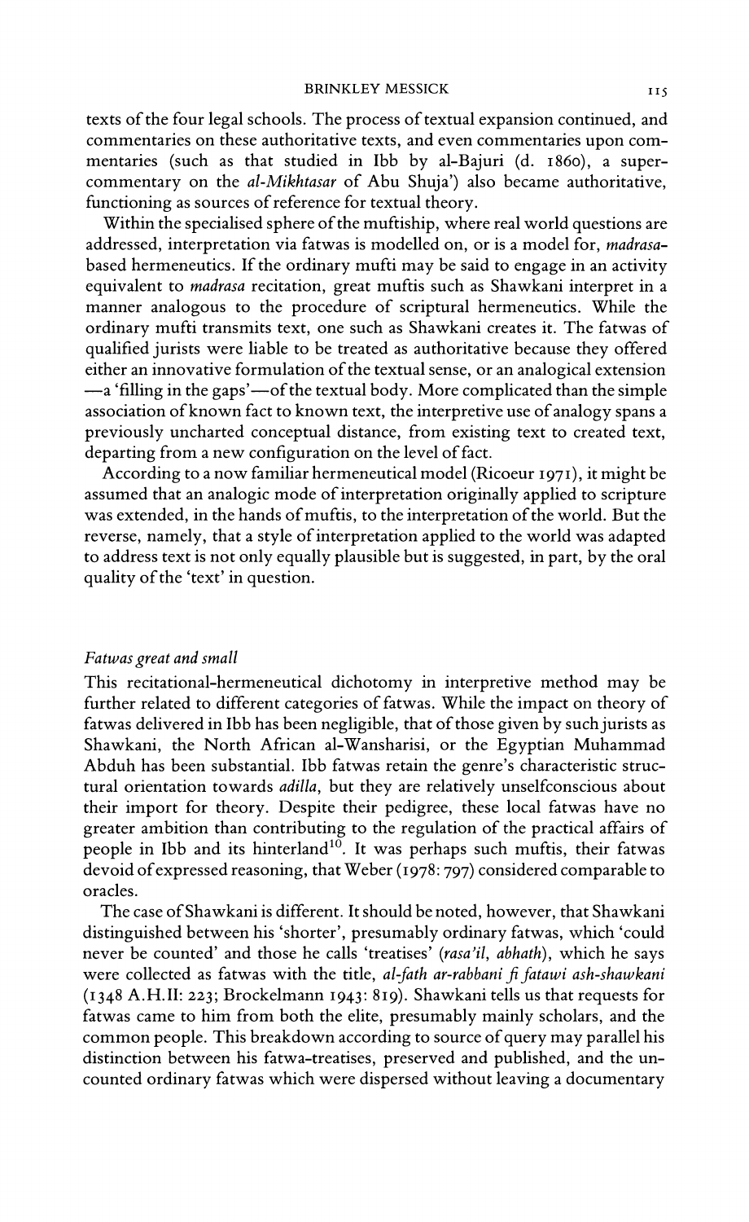texts of the four legal schools. The process of textual expansion continued, and commentaries on these authoritative texts, and even commentaries upon commentaries (such as that studied in Ibb by al-Bajuri (d. 1860), a supercommentary on the *al-Mikhtasar* of Abu Shuja') also became authoritative, functioning as sources of reference for textual theory.

Within the specialised sphere of the muftiship, where real world questions are addressed, interpretation via fatwas is modelled on, or is a model for, *madrasa*-based hermeneutics. If the ordinary mufti may be said to engage in an activity equivalent to *madrasa* recitation, great muftis such as Shawkani interpret in a manner analogous to the procedure of scriptural hermeneutics. While the ordinary mufti transmits text, one such as Shawkani creates it. The fatwas of qualified jurists were liable to be treated as authoritative because they offered either an innovative formulation of the textual sense, or an analogical extension —a 'filling in the gaps'—of the textual body. More complicated than the simple association of known fact to known text, the interpretive use of analogy spans a previously uncharted conceptual distance, from existing text to created text, departing from a new configuration on the level of fact.

According to a now familiar hermeneutical model (Ricoeur 1971), it might be assumed that an analogic mode of interpretation originally applied to scripture was extended, in the hands of muftis, to the interpretation of the world. But the reverse, namely, that a style of interpretation applied to the world was adapted to address text is not only equally plausible but is suggested, in part, by the oral quality of the 'text' in question.

### *Fatwas great and small*

This recitational-hermeneutical dichotomy in interpretive method may be further related to different categories of fatwas. While the impact on theory of fatwas delivered in Ibb has been negligible, that of those given by such jurists as Shawkani, the North African al-Wansharisi, or the Egyptian Muhammad Abduh has been substantial. Ibb fatwas retain the genre's characteristic structural orientation towards *adilla*, but they are relatively unselfconscious about their import for theory. Despite their pedigree, these local fatwas have no greater ambition than contributing to the regulation of the practical affairs of people in Ibb and its hinterland[10]. It was perhaps such muftis, their fatwas devoid of expressed reasoning, that Weber (1978: 797) considered comparable to oracles.

The case of Shawkani is different. It should be noted, however, that Shawkani distinguished between his 'shorter', presumably ordinary fatwas, which 'could never be counted' and those he calls 'treatises' (*rasa'il*, *abhath*), which he says were collected as fatwas with the title, *al-fath ar-rabbani fi fatawi ash-shawkani* (1348 A.H. II: 223; Brockelmann 1943: 819). Shawkani tells us that requests for fatwas came to him from both the elite, presumably mainly scholars, and the common people. This breakdown according to source of query may parallel his distinction between his fatwa-treatises, preserved and published, and the uncounted ordinary fatwas which were dispersed without leaving a documentary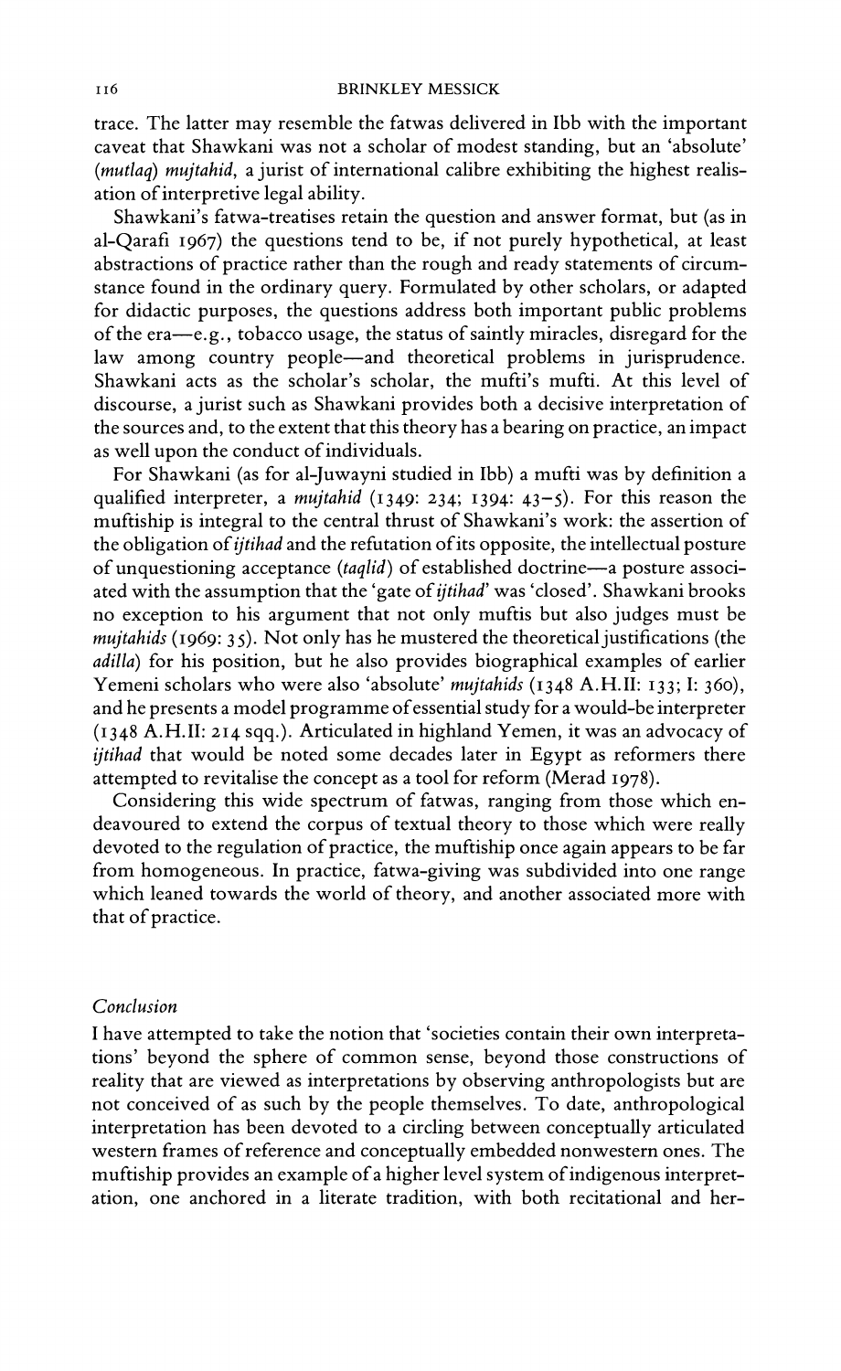trace. The latter may resemble the fatwas delivered in Ibb with the important caveat that Shawkani was not a scholar of modest standing, but an 'absolute' (*mutlaq*) *mujtahid*, a jurist of international calibre exhibiting the highest realisation of interpretive legal ability.

Shawkani's fatwa-treatises retain the question and answer format, but (as in al-Qarafi 1967) the questions tend to be, if not purely hypothetical, at least abstractions of practice rather than the rough and ready statements of circumstance found in the ordinary query. Formulated by other scholars, or adapted for didactic purposes, the questions address both important public problems of the era—e.g., tobacco usage, the status of saintly miracles, disregard for the law among country people—and theoretical problems in jurisprudence. Shawkani acts as the scholar's scholar, the mufti's mufti. At this level of discourse, a jurist such as Shawkani provides both a decisive interpretation of the sources and, to the extent that this theory has a bearing on practice, an impact as well upon the conduct of individuals.

For Shawkani (as for al-Juwayni studied in Ibb) a mufti was by definition a qualified interpreter, a *mujtahid* (1349: 234; 1394: 43–5). For this reason the muftiship is integral to the central thrust of Shawkani's work: the assertion of the obligation of *ijtihad* and the refutation of its opposite, the intellectual posture of unquestioning acceptance (*taqlid*) of established doctrine—a posture associated with the assumption that the 'gate of *ijtihad*' was 'closed'. Shawkani brooks no exception to his argument that not only muftis but also judges must be *mujtahids* (1969: 35). Not only has he mustered the theoretical justifications (the *adilla*) for his position, but he also provides biographical examples of earlier Yemeni scholars who were also 'absolute' *mujtahids* (1348 A.H. II: 133; I: 360), and he presents a model programme of essential study for a would-be interpreter (1348 A.H. II: 214 sqq.). Articulated in highland Yemen, it was an advocacy of *ijtihad* that would be noted some decades later in Egypt as reformers there attempted to revitalise the concept as a tool for reform (Merad 1978).

Considering this wide spectrum of fatwas, ranging from those which endeavoured to extend the corpus of textual theory to those which were really devoted to the regulation of practice, the muftiship once again appears to be far from homogeneous. In practice, fatwa-giving was subdivided into one range which leaned towards the world of theory, and another associated more with that of practice.

## *Conclusion*

I have attempted to take the notion that 'societies contain their own interpretations' beyond the sphere of common sense, beyond those constructions of reality that are viewed as interpretations by observing anthropologists but are not conceived of as such by the people themselves. To date, anthropological interpretation has been devoted to a circling between conceptually articulated western frames of reference and conceptually embedded nonwestern ones. The muftiship provides an example of a higher level system of indigenous interpretation, one anchored in a literate tradition, with both recitational and her-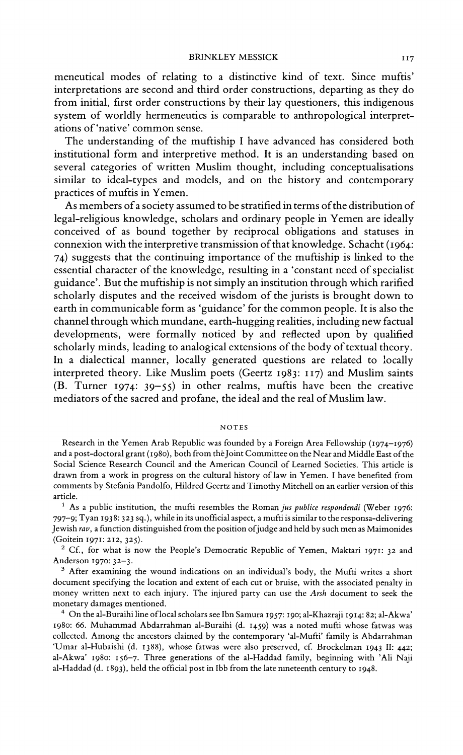meneutical modes of relating to a distinctive kind of text. Since muftis' interpretations are second and third order constructions, departing as they do from initial, first order constructions by their lay questioners, this indigenous system of worldly hermeneutics is comparable to anthropological interpretations of 'native' common sense.

The understanding of the muftiship I have advanced has considered both institutional form and interpretive method. It is an understanding based on several categories of written Muslim thought, including conceptualisations similar to ideal-types and models, and on the history and contemporary practices of muftis in Yemen.

As members of a society assumed to be stratified in terms of the distribution of legal-religious knowledge, scholars and ordinary people in Yemen are ideally conceived of as bound together by reciprocal obligations and statuses in connexion with the interpretive transmission of that knowledge. Schacht (1964: 74) suggests that the continuing importance of the muftiship is linked to the essential character of the knowledge, resulting in a 'constant need of specialist guidance'. But the muftiship is not simply an institution through which rarified scholarly disputes and the received wisdom of the jurists is brought down to earth in communicable form as 'guidance' for the common people. It is also the channel through which mundane, earth-hugging realities, including new factual developments, were formally noticed by and reflected upon by qualified scholarly minds, leading to analogical extensions of the body of textual theory. In a dialectical manner, locally generated questions are related to locally interpreted theory. Like Muslim poets (Geertz 1983: 117) and Muslim saints (B. Turner 1974: 39–55) in other realms, muftis have been the creative mediators of the sacred and profane, the ideal and the real of Muslim law.

## NOTES

Research in the Yemen Arab Republic was founded by a Foreign Area Fellowship (1974–1976) and a post-doctoral grant (1980), both from the Joint Committee on the Near and Middle East of the Social Science Research Council and the American Council of Learned Societies. This article is drawn from a work in progress on the cultural history of law in Yemen. I have benefited from comments by Stefania Pandolfo, Hildred Geertz and Timothy Mitchell on an earlier version of this article.

[1] As a public institution, the mufti resembles the Roman *jus publice respondendi* (Weber 1976: 797–9; Tyan 1938: 323 sq.), while in its unofficial aspect, a mufti is similar to the responsa-delivering Jewish *rav*, a function distinguished from the position of judge and held by such men as Maimonides (Goitein 1971: 212, 325).

[2] Cf., for what is now the People's Democratic Republic of Yemen, Maktari 1971: 32 and Anderson 1970: 32–3.

[3] After examining the wound indications on an individual's body, the Mufti writes a short document specifying the location and extent of each cut or bruise, with the associated penalty in money written next to each injury. The injured party can use the *Arsh* document to seek the monetary damages mentioned.

[4] On the al-Buraihi line of local scholars see Ibn Samura 1957: 190; al-Khazraji 1914: 82; al-Akwa' 1980: 66. Muhammad Abdarrahman al-Buraihi (d. 1459) was a noted mufti whose fatwas was collected. Among the ancestors claimed by the contemporary 'al-Mufti' family is Abdarrahman 'Umar al-Hubaishi (d. 1388), whose fatwas were also preserved, cf. Brockelman 1943 II: 442; al-Akwa' 1980: 156–7. Three generations of the al-Haddad family, beginning with 'Ali Naji al-Haddad (d. 1893), held the official post in Ibb from the late nineteenth century to 1948.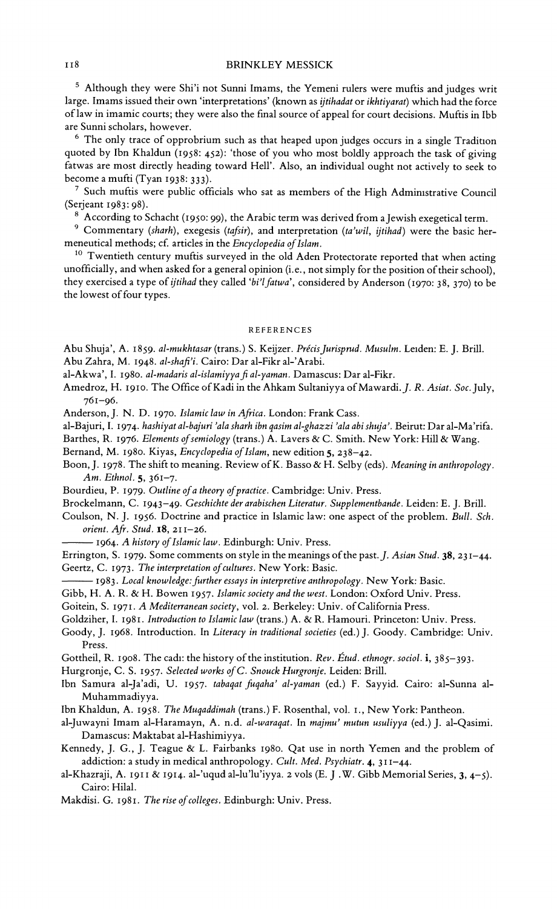[5] Although they were Shi'i not Sunni Imams, the Yemeni rulers were muftis and judges writ large. Imams issued their own 'interpretations' (known as *ijtihadat* or *ikhtiyarat*) which had the force of law in imamic courts; they were also the final source of appeal for court decisions. Muftis in Ibb are Sunni scholars, however.

[6] The only trace of opprobrium such as that heaped upon judges occurs in a single Tradition quoted by Ibn Khaldun (1958: 452): 'those of you who most boldly approach the task of giving fatwas are most directly heading toward Hell'. Also, an individual ought not actively to seek to become a mufti (Tyan 1938: 333).

[7] Such muftis were public officials who sat as members of the High Administrative Council (Serjeant 1983: 98).

[8] According to Schacht (1950: 99), the Arabic term was derived from a Jewish exegetical term.

[9] Commentary (*sharh*), exegesis (*tafsir*), and interpretation (*ta'wil, ijtihad*) were the basic hermeneutical methods; cf. articles in the *Encyclopedia of Islam*.

[10] Twentieth century muftis surveyed in the old Aden Protectorate reported that when acting unofficially, and when asked for a general opinion (i.e., not simply for the position of their school), they exercised a type of *ijtihad* they called *'bi'l fatwa'*, considered by Anderson (1970: 38, 370) to be the lowest of four types.

## REFERENCES

Abu Shuja', A. 1859. *al-mukhtasar* (trans.) S. Keijzer. *Précis Jurisprud. Musulm.* Leiden: E. J. Brill.

Abu Zahra, M. 1948. *al-shafi'i.* Cairo: Dar al-Fikr al-'Arabi.

al-Akwa', I. 1980. *al-madaris al-islamiyya fi al-yaman.* Damascus: Dar al-Fikr.

Amedroz, H. 1910. The Office of Kadi in the Ahkam Sultaniyya of Mawardi. *J. R. Asiat. Soc.* July, 761–96.

Anderson, J. N. D. 1970. *Islamic law in Africa.* London: Frank Cass.

al-Bajuri, I. 1974. *hashiyat al-bajuri 'ala sharh ibn qasim al-ghazzi 'ala abi shuja'.* Beirut: Dar al-Ma'rifa.

Barthes, R. 1976. *Elements of semiology* (trans.) A. Lavers & C. Smith. New York: Hill & Wang.

Bernand, M. 1980. Kiyas, *Encyclopedia of Islam*, new edition **5**, 238–42.

Boon, J. 1978. The shift to meaning. Review of K. Basso & H. Selby (eds). *Meaning in anthropology. Am. Ethnol.* **5**, 361–7.

Bourdieu, P. 1979. *Outline of a theory of practice.* Cambridge: Univ. Press.

Brockelmann, C. 1943–49. *Geschichte der arabischen Literatur. Supplementbande.* Leiden: E. J. Brill.

Coulson, N. J. 1956. Doctrine and practice in Islamic law: one aspect of the problem. *Bull. Sch. orient. Afr. Stud.* **18**, 211–26.

——— 1964. *A history of Islamic law.* Edinburgh: Univ. Press.

Errington, S. 1979. Some comments on style in the meanings of the past. *J. Asian Stud.* **38**, 231–44.

Geertz, C. 1973. *The interpretation of cultures.* New York: Basic.

——— 1983. *Local knowledge: further essays in interpretive anthropology.* New York: Basic.

Gibb, H. A. R. & H. Bowen 1957. *Islamic society and the west.* London: Oxford Univ. Press.

Goitein, S. 1971. *A Mediterranean society*, vol. 2. Berkeley: Univ. of California Press.

Goldziher, I. 1981. *Introduction to Islamic law* (trans.) A. & R. Hamouri. Princeton: Univ. Press.

Goody, J. 1968. Introduction. In *Literacy in traditional societies* (ed.) J. Goody. Cambridge: Univ. Press.

Gottheil, R. 1908. The cadi: the history of the institution. *Rev. Étud. ethnogr. sociol.* **1**, 385–393.

Hurgronje, C. S. 1957. *Selected works of C. Snouck Hurgronje.* Leiden: Brill.

Ibn Samura al-Ja'adi, U. 1957. *tabaqat fuqaha' al-yaman* (ed.) F. Sayyid. Cairo: al-Sunna al-Muhammadiyya.

Ibn Khaldun, A. 1958. *The Muqaddimah* (trans.) F. Rosenthal, vol. 1., New York: Pantheon.

al-Juwayni Imam al-Haramayn, A. n.d. *al-waraqat.* In *majmu' mutun usuliyya* (ed.) J. al-Qasimi. Damascus: Maktabat al-Hashimiyya.

Kennedy, J. G., J. Teague & L. Fairbanks 1980. Qat use in north Yemen and the problem of addiction: a study in medical anthropology. *Cult. Med. Psychiatr.* **4**, 311–44.

al-Khazraji, A. 1911 & 1914. al-'uqud al-lu'lu'iyya. 2 vols (E. J. W. Gibb Memorial Series, **3**, 4–5). Cairo: Hilal.

Makdisi. G. 1981. *The rise of colleges.* Edinburgh: Univ. Press.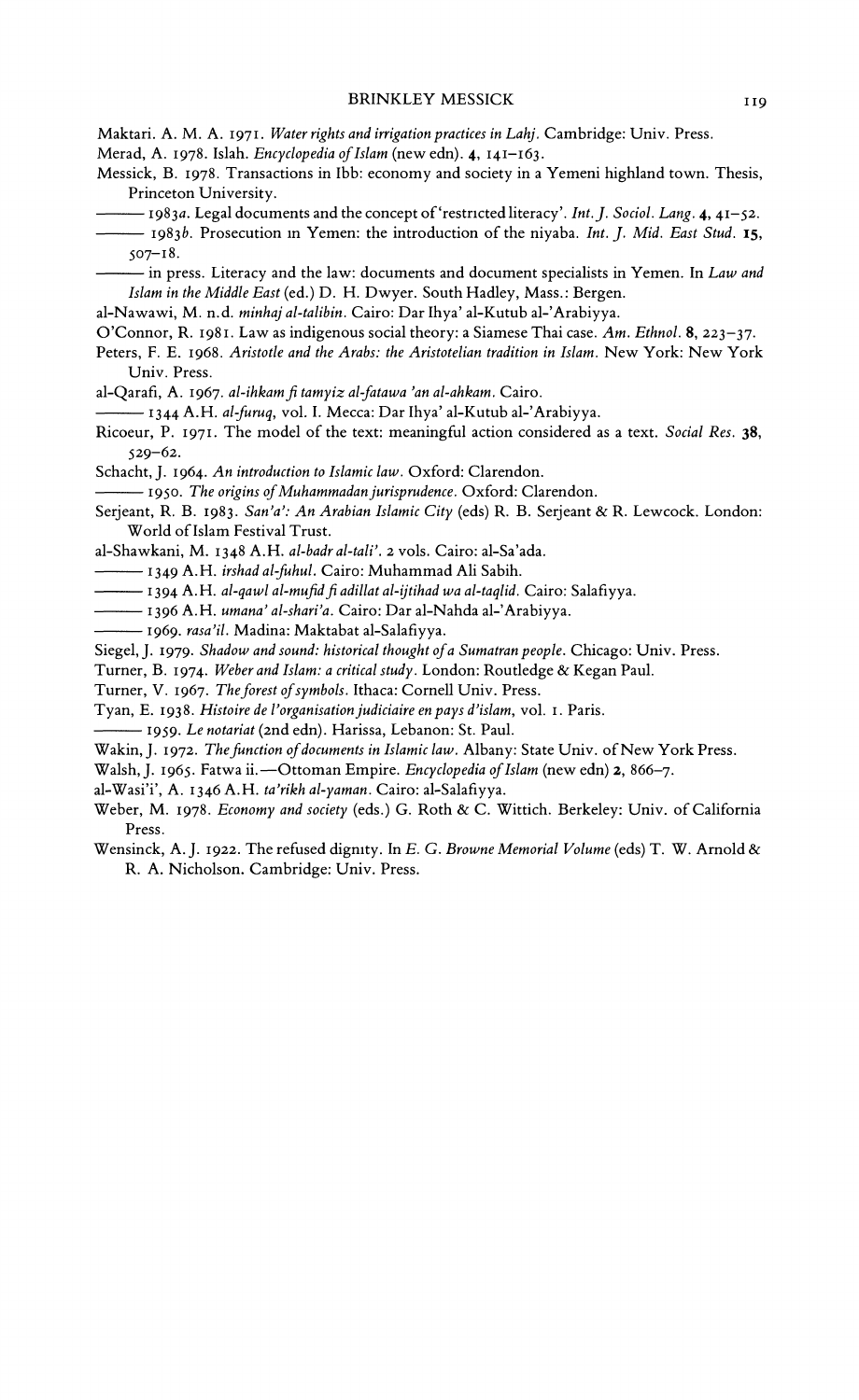Maktari. A. M. A. 1971. *Water rights and irrigation practices in Lahj*. Cambridge: Univ. Press.

Merad, A. 1978. Islah. *Encyclopedia of Islam* (new edn). **4**, 141–163.

Messick, B. 1978. Transactions in Ibb: economy and society in a Yemeni highland town. Thesis, Princeton University.

——— 1983*a*. Legal documents and the concept of 'restricted literacy'. *Int. J. Sociol. Lang.* **4**, 41–52.

——— 1983*b*. Prosecution in Yemen: the introduction of the niyaba. *Int. J. Mid. East Stud.* **15**, 507–18.

——— in press. Literacy and the law: documents and document specialists in Yemen. In *Law and Islam in the Middle East* (ed.) D. H. Dwyer. South Hadley, Mass.: Bergen.

al-Nawawi, M. n.d. *minhaj al-talibin*. Cairo: Dar Ihya' al-Kutub al-'Arabiyya.

O'Connor, R. 1981. Law as indigenous social theory: a Siamese Thai case. *Am. Ethnol.* **8**, 223–37.

Peters, F. E. 1968. *Aristotle and the Arabs: the Aristotelian tradition in Islam*. New York: New York Univ. Press.

al-Qarafi, A. 1967. *al-ihkam fi tamyiz al-fatawa 'an al-ahkam*. Cairo.

——— 1344 A.H. *al-furuq*, vol. I. Mecca: Dar Ihya' al-Kutub al-'Arabiyya.

Ricoeur, P. 1971. The model of the text: meaningful action considered as a text. *Social Res.* **38**, 529–62.

Schacht, J. 1964. *An introduction to Islamic law*. Oxford: Clarendon.

——— 1950. *The origins of Muhammadan jurisprudence*. Oxford: Clarendon.

Serjeant, R. B. 1983. *San'a': An Arabian Islamic City* (eds) R. B. Serjeant & R. Lewcock. London: World of Islam Festival Trust.

al-Shawkani, M. 1348 A.H. *al-badr al-tali'*. 2 vols. Cairo: al-Sa'ada.

——— 1349 A.H. *irshad al-fuhul*. Cairo: Muhammad Ali Sabih.

——— 1394 A.H. *al-qawl al-mufid fi adillat al-ijtihad wa al-taqlid*. Cairo: Salafiyya.

——— 1396 A.H. *umana' al-shari'a*. Cairo: Dar al-Nahda al-'Arabiyya.

——— 1969. *rasa'il*. Madina: Maktabat al-Salafiyya.

Siegel, J. 1979. *Shadow and sound: historical thought of a Sumatran people*. Chicago: Univ. Press.

Turner, B. 1974. *Weber and Islam: a critical study*. London: Routledge & Kegan Paul.

Turner, V. 1967. *The forest of symbols*. Ithaca: Cornell Univ. Press.

Tyan, E. 1938. *Histoire de l'organisation judiciaire en pays d'islam*, vol. 1. Paris.

——— 1959. *Le notariat* (2nd edn). Harissa, Lebanon: St. Paul.

Wakin, J. 1972. *The function of documents in Islamic law*. Albany: State Univ. of New York Press.

Walsh, J. 1965. Fatwa ii.—Ottoman Empire. *Encyclopedia of Islam* (new edn) **2**, 866–7.

al-Wasi'i', A. 1346 A.H. *ta'rikh al-yaman*. Cairo: al-Salafiyya.

Weber, M. 1978. *Economy and society* (eds.) G. Roth & C. Wittich. Berkeley: Univ. of California Press.

Wensinck, A. J. 1922. The refused dignity. In *E. G. Browne Memorial Volume* (eds) T. W. Arnold & R. A. Nicholson. Cambridge: Univ. Press.